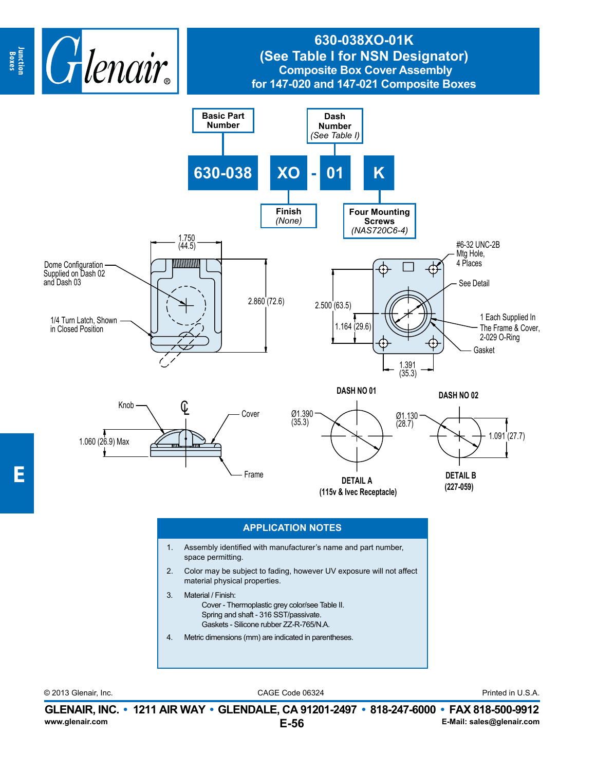# 630-038XO-01K
## (See Table I for NSN Designator)
### Composite Box Cover Assembly
### for 147-020 and 147-021 Composite Boxes

Basic Part Number | Dash Number (See Table I)

**630-038 XO - 01 K**

Finish (None) | Four Mounting Screws (NAS720C6-4)

1.750 (44.5)

Dome Configuration Supplied on Dash 02 and Dash 03

1/4 Turn Latch, Shown in Closed Position

2.860 (72.6)

2.500 (63.5)

1.164 (29.6)

#6-32 UNC-2B Mtg Hole, 4 Places

See Detail

1 Each Supplied In The Frame & Cover, 2-029 O-Ring

Gasket

1.391 (35.3)

Knob

Cover

1.060 (26.9) Max

Frame

**DASH NO 01**

Ø1.390 (35.3)

**DETAIL A**
**(115v & Ivec Receptacle)**

**DASH NO 02**

Ø1.130 (28.7)

1.091 (27.7)

**DETAIL B**
**(227-059)**

## APPLICATION NOTES

1. Assembly identified with manufacturer's name and part number, space permitting.
2. Color may be subject to fading, however UV exposure will not affect material physical properties.
3. Material / Finish:
   - Cover - Thermoplastic grey color/see Table II.
   - Spring and shaft - 316 SST/passivate.
   - Gaskets - Silicone rubber ZZ-R-765/N.A.
4. Metric dimensions (mm) are indicated in parentheses.

© 2013 Glenair, Inc. CAGE Code 06324 Printed in U.S.A.

**GLENAIR, INC. • 1211 AIR WAY • GLENDALE, CA 91201-2497 • 818-247-6000 • FAX 818-500-9912**

www.glenair.com E-Mail: sales@glenair.com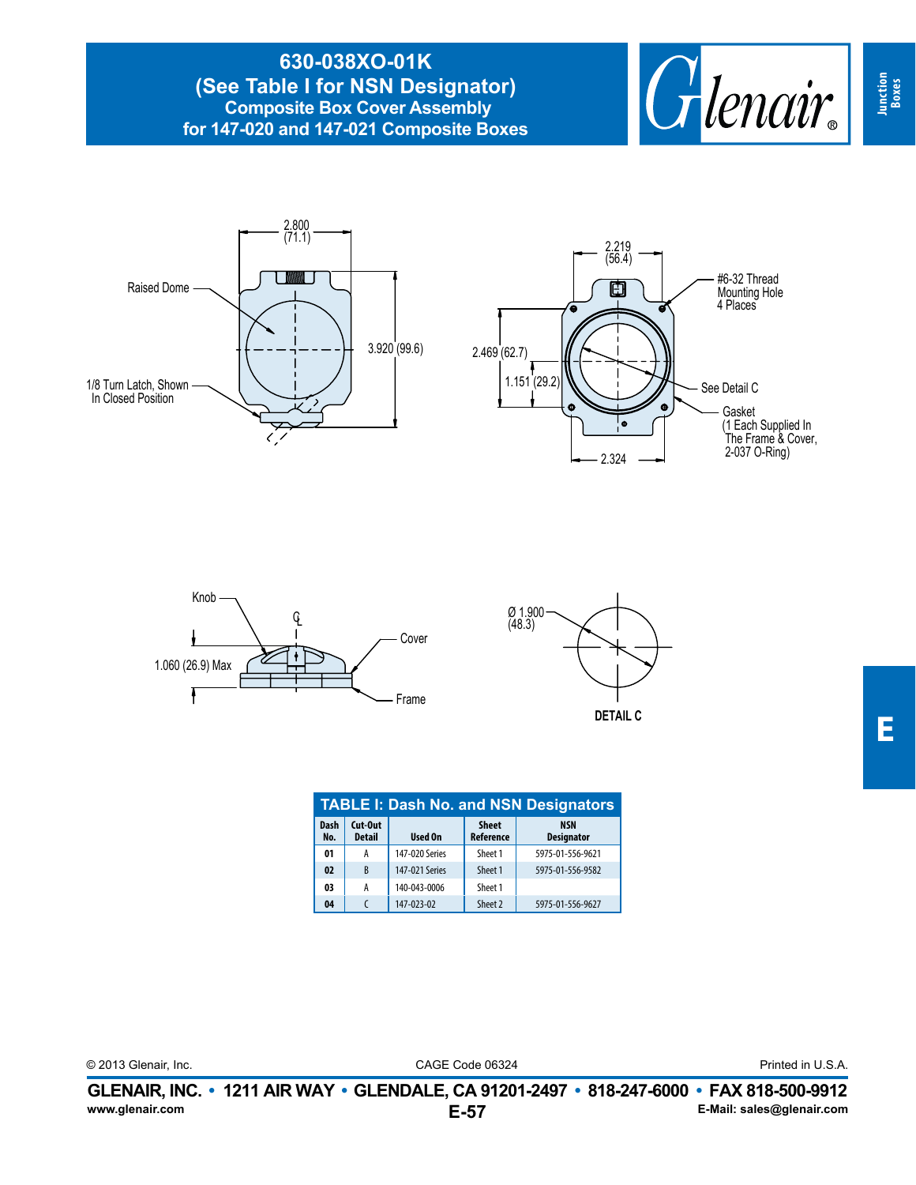# 630-038XO-01K
## (See Table I for NSN Designator)
### Composite Box Cover Assembly
### for 147-020 and 147-021 Composite Boxes

Raised Dome

1/8 Turn Latch, Shown In Closed Position

2.800 (71.1)

3.920 (99.6)

2.219 (56.4)

#6-32 Thread Mounting Hole 4 Places

2.469 (62.7)

1.151 (29.2)

See Detail C

Gasket (1 Each Supplied In The Frame & Cover, 2-037 O-Ring)

2.324

Knob

℄

Cover

1.060 (26.9) Max

Frame

Ø 1.900 (48.3)

DETAIL C

**TABLE I: Dash No. and NSN Designators**

| Dash No. | Cut-Out Detail | Used On | Sheet Reference | NSN Designator |
|---|---|---|---|---|
| 01 | A | 147-020 Series | Sheet 1 | 5975-01-556-9621 |
| 02 | B | 147-021 Series | Sheet 1 | 5975-01-556-9582 |
| 03 | A | 140-043-0006 | Sheet 1 | |
| 04 | C | 147-023-02 | Sheet 2 | 5975-01-556-9627 |

© 2013 Glenair, Inc. CAGE Code 06324 Printed in U.S.A.

**GLENAIR, INC. • 1211 AIR WAY • GLENDALE, CA 91201-2497 • 818-247-6000 • FAX 818-500-9912**

www.glenair.com E-Mail: sales@glenair.com